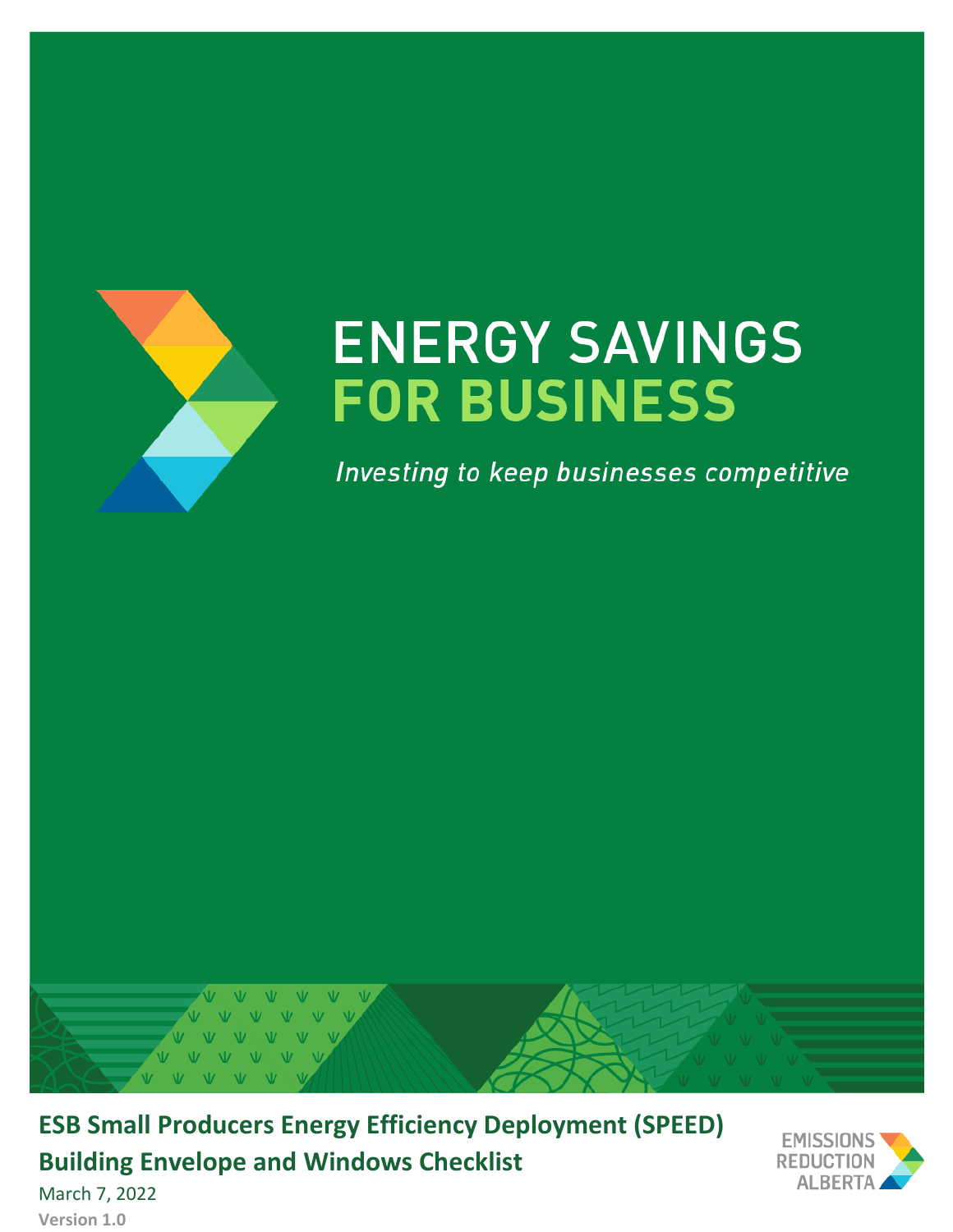# ENERGY SAVINGS FOR BUSINESS

*Investing to keep businesses competitive*

**ESB Small Producers Energy Efficiency Deployment (SPEED)**
**Building Envelope and Windows Checklist**

March 7, 2022

**Version 1.0**

EMISSIONS REDUCTION ALBERTA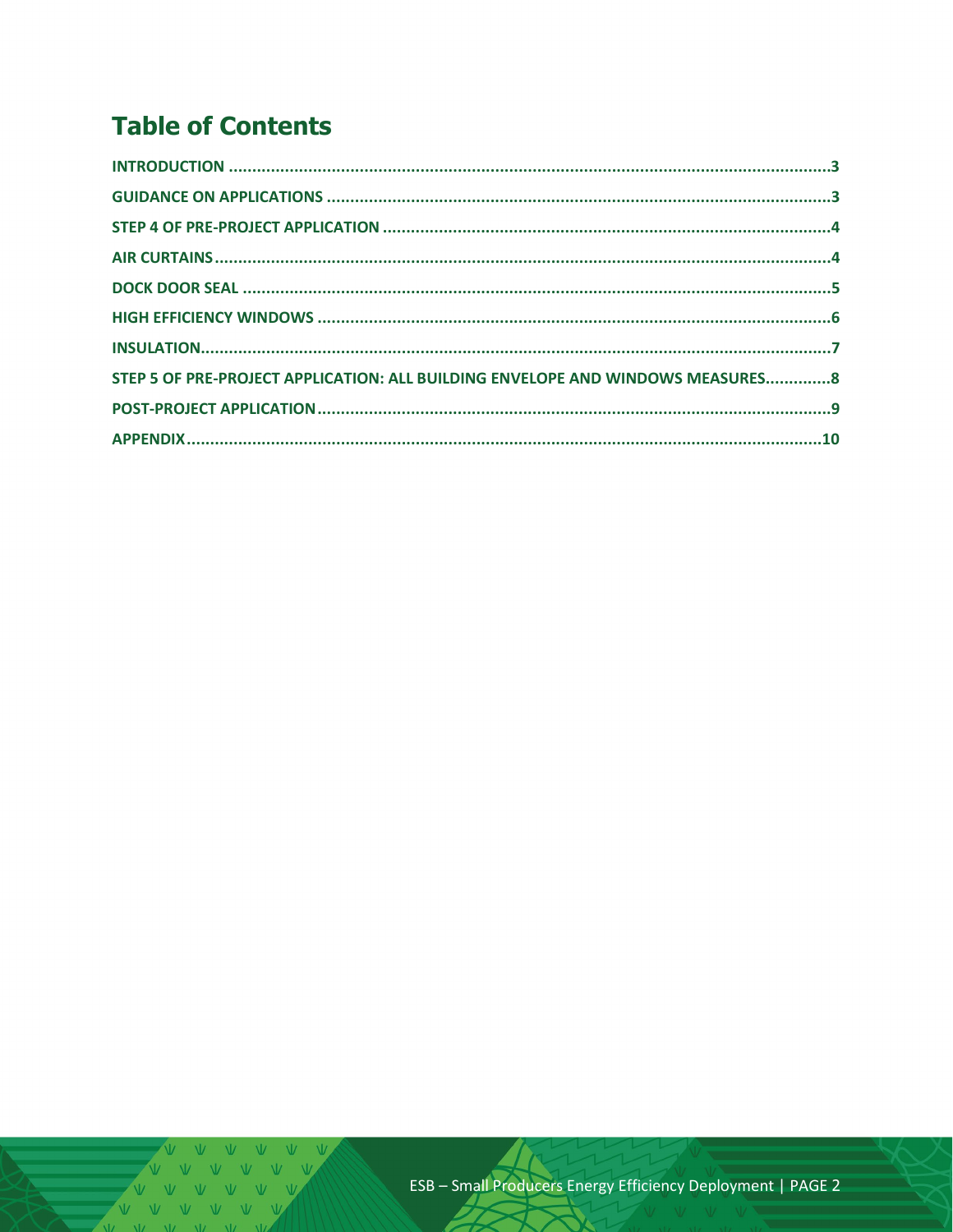# Table of Contents

INTRODUCTION ....................................................................................................................3

GUIDANCE ON APPLICATIONS ...........................................................................................3

STEP 4 OF PRE-PROJECT APPLICATION .............................................................................4

AIR CURTAINS ....................................................................................................................4

DOCK DOOR SEAL ..............................................................................................................5

HIGH EFFICIENCY WINDOWS .............................................................................................6

INSULATION ........................................................................................................................7

STEP 5 OF PRE-PROJECT APPLICATION: ALL BUILDING ENVELOPE AND WINDOWS MEASURES..............8

POST-PROJECT APPLICATION .............................................................................................9

APPENDIX ..........................................................................................................................10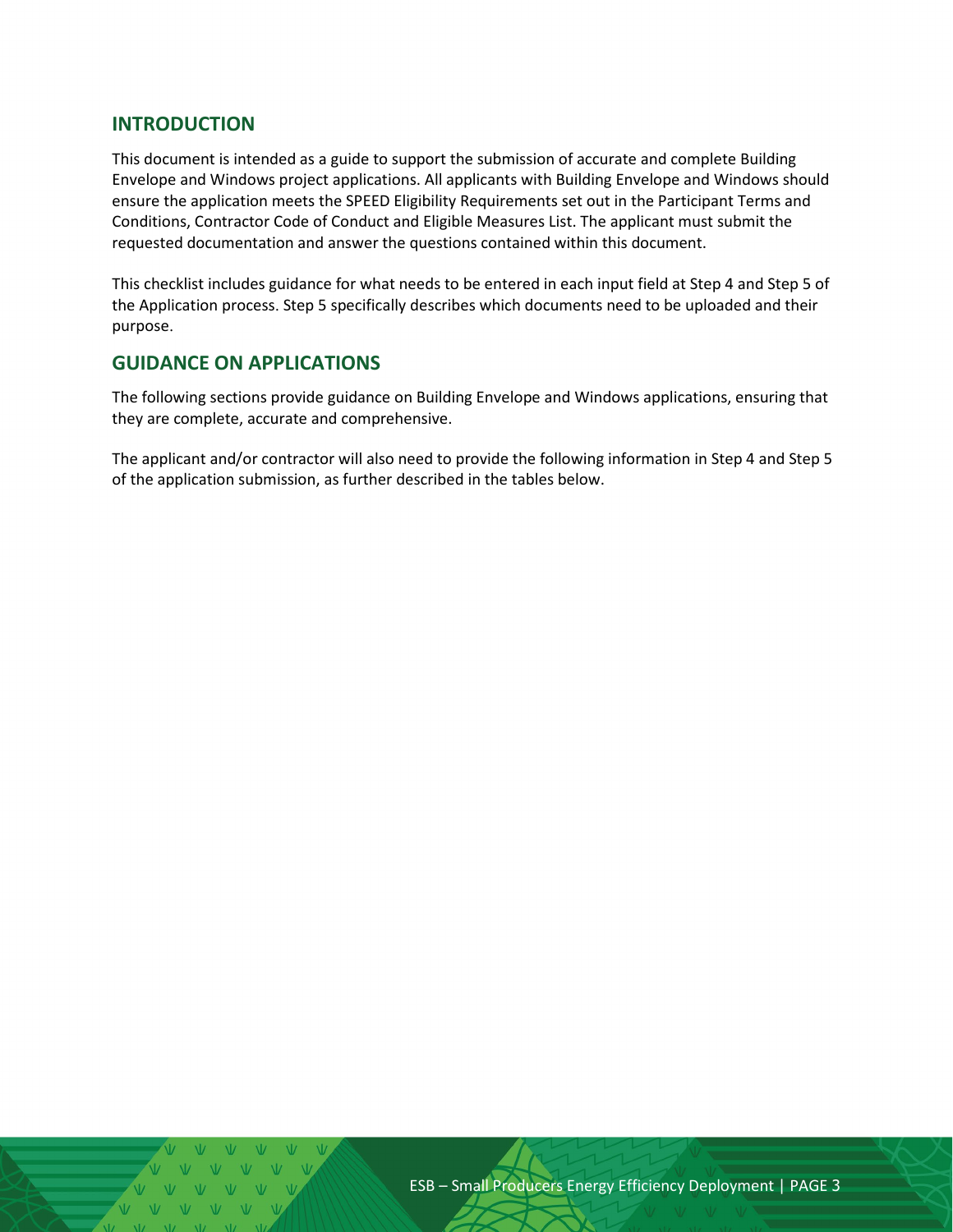## INTRODUCTION

This document is intended as a guide to support the submission of accurate and complete Building Envelope and Windows project applications. All applicants with Building Envelope and Windows should ensure the application meets the SPEED Eligibility Requirements set out in the Participant Terms and Conditions, Contractor Code of Conduct and Eligible Measures List. The applicant must submit the requested documentation and answer the questions contained within this document.

This checklist includes guidance for what needs to be entered in each input field at Step 4 and Step 5 of the Application process. Step 5 specifically describes which documents need to be uploaded and their purpose.

## GUIDANCE ON APPLICATIONS

The following sections provide guidance on Building Envelope and Windows applications, ensuring that they are complete, accurate and comprehensive.

The applicant and/or contractor will also need to provide the following information in Step 4 and Step 5 of the application submission, as further described in the tables below.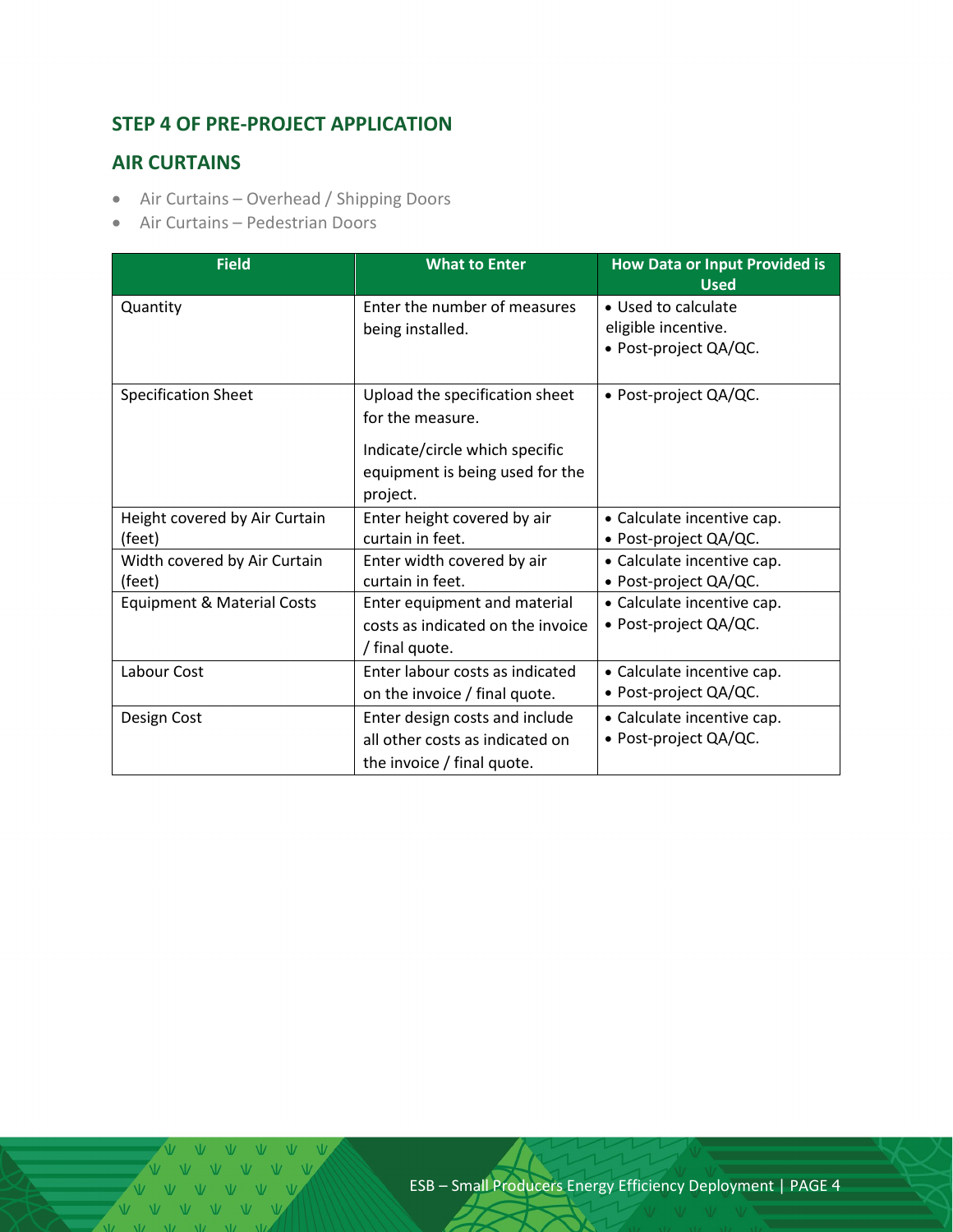## STEP 4 OF PRE-PROJECT APPLICATION

## AIR CURTAINS

- Air Curtains – Overhead / Shipping Doors
- Air Curtains – Pedestrian Doors

| Field | What to Enter | How Data or Input Provided is Used |
|---|---|---|
| Quantity | Enter the number of measures being installed. | • Used to calculate eligible incentive.<br>• Post-project QA/QC. |
| Specification Sheet | Upload the specification sheet for the measure.<br><br>Indicate/circle which specific equipment is being used for the project. | • Post-project QA/QC. |
| Height covered by Air Curtain (feet) | Enter height covered by air curtain in feet. | • Calculate incentive cap.<br>• Post-project QA/QC. |
| Width covered by Air Curtain (feet) | Enter width covered by air curtain in feet. | • Calculate incentive cap.<br>• Post-project QA/QC. |
| Equipment & Material Costs | Enter equipment and material costs as indicated on the invoice / final quote. | • Calculate incentive cap.<br>• Post-project QA/QC. |
| Labour Cost | Enter labour costs as indicated on the invoice / final quote. | • Calculate incentive cap.<br>• Post-project QA/QC. |
| Design Cost | Enter design costs and include all other costs as indicated on the invoice / final quote. | • Calculate incentive cap.<br>• Post-project QA/QC. |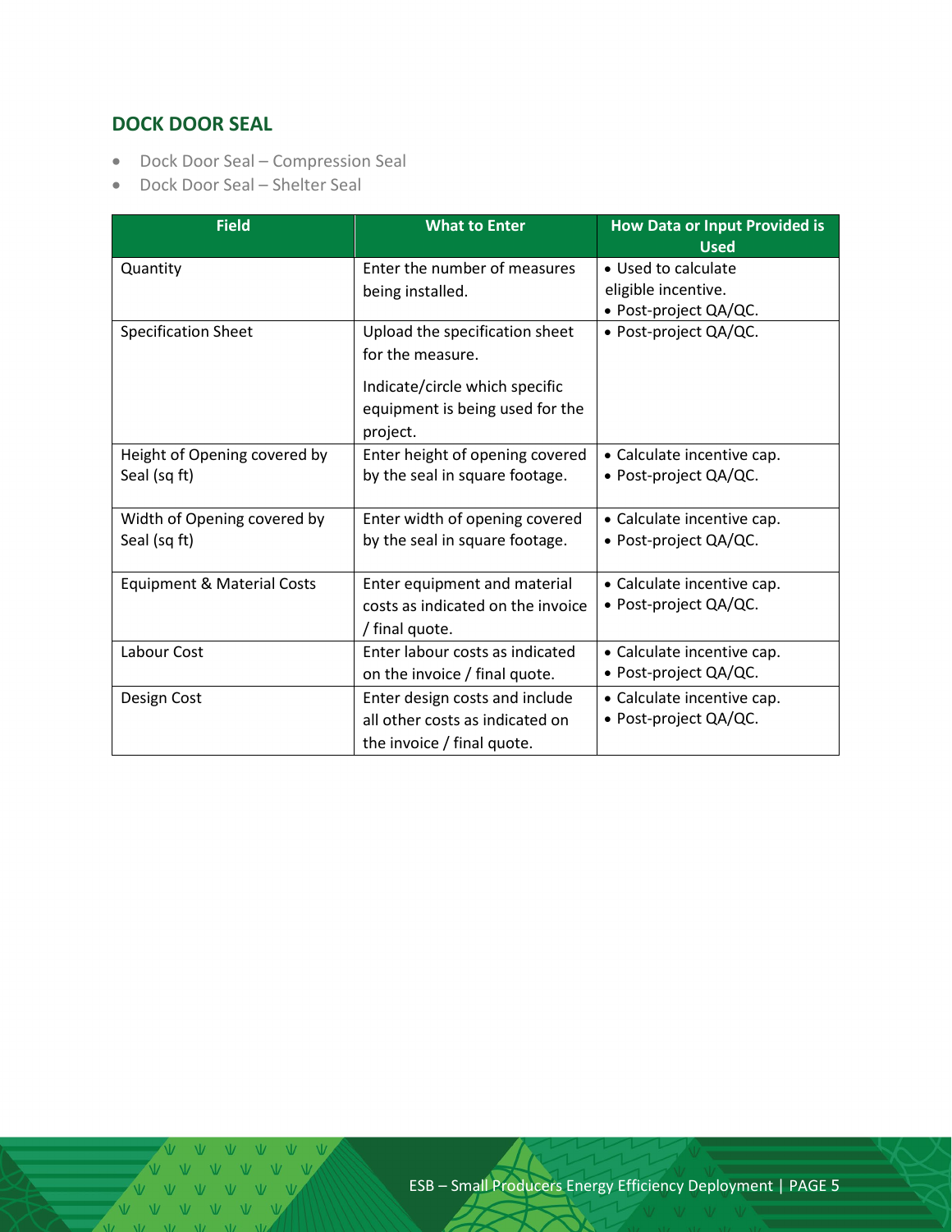## DOCK DOOR SEAL

- Dock Door Seal – Compression Seal
- Dock Door Seal – Shelter Seal

| Field | What to Enter | How Data or Input Provided is Used |
|---|---|---|
| Quantity | Enter the number of measures being installed. | • Used to calculate eligible incentive.<br>• Post-project QA/QC. |
| Specification Sheet | Upload the specification sheet for the measure.<br><br>Indicate/circle which specific equipment is being used for the project. | • Post-project QA/QC. |
| Height of Opening covered by Seal (sq ft) | Enter height of opening covered by the seal in square footage. | • Calculate incentive cap.<br>• Post-project QA/QC. |
| Width of Opening covered by Seal (sq ft) | Enter width of opening covered by the seal in square footage. | • Calculate incentive cap.<br>• Post-project QA/QC. |
| Equipment & Material Costs | Enter equipment and material costs as indicated on the invoice / final quote. | • Calculate incentive cap.<br>• Post-project QA/QC. |
| Labour Cost | Enter labour costs as indicated on the invoice / final quote. | • Calculate incentive cap.<br>• Post-project QA/QC. |
| Design Cost | Enter design costs and include all other costs as indicated on the invoice / final quote. | • Calculate incentive cap.<br>• Post-project QA/QC. |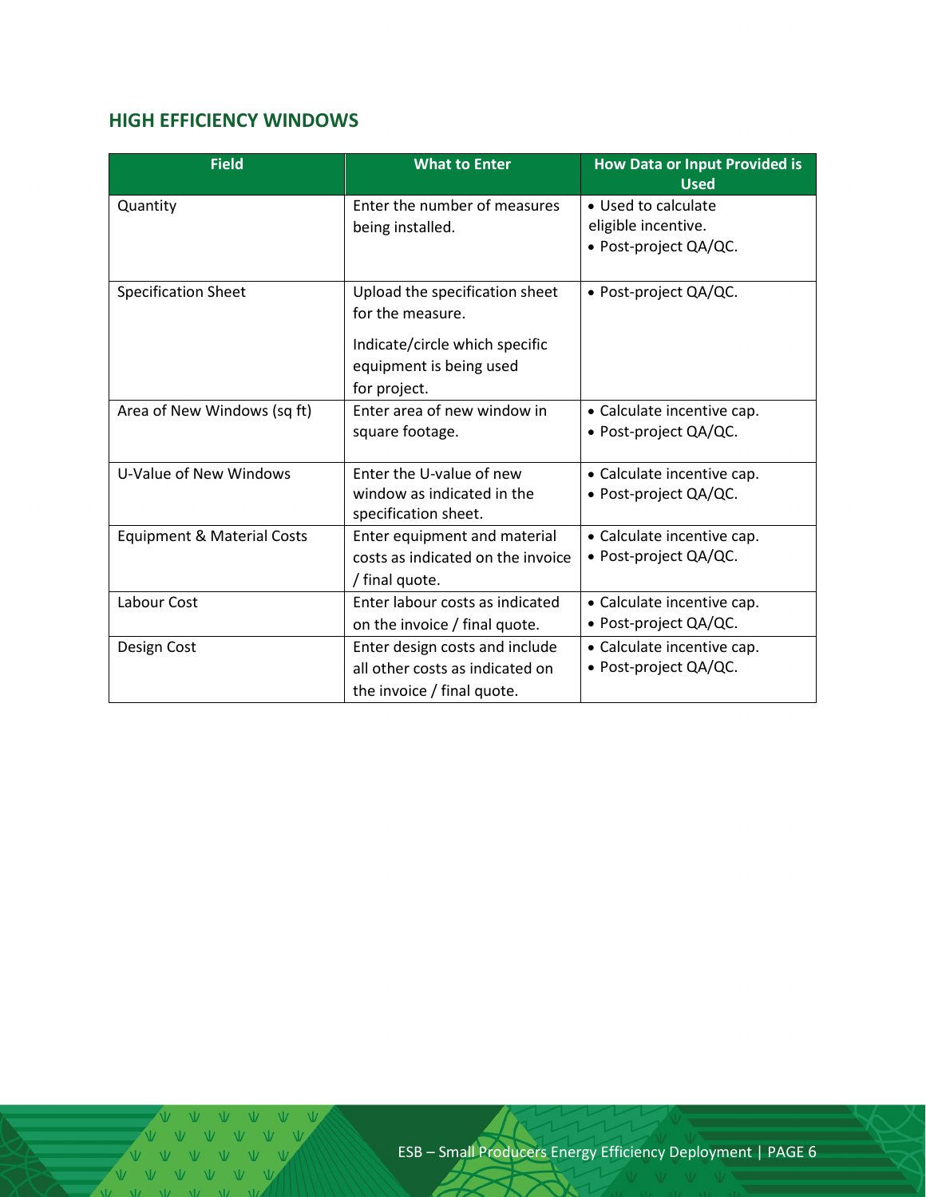## HIGH EFFICIENCY WINDOWS

| Field | What to Enter | How Data or Input Provided is Used |
|---|---|---|
| Quantity | Enter the number of measures being installed. | • Used to calculate eligible incentive.<br>• Post-project QA/QC. |
| Specification Sheet | Upload the specification sheet for the measure.<br><br>Indicate/circle which specific equipment is being used for project. | • Post-project QA/QC. |
| Area of New Windows (sq ft) | Enter area of new window in square footage. | • Calculate incentive cap.<br>• Post-project QA/QC. |
| U-Value of New Windows | Enter the U-value of new window as indicated in the specification sheet. | • Calculate incentive cap.<br>• Post-project QA/QC. |
| Equipment & Material Costs | Enter equipment and material costs as indicated on the invoice / final quote. | • Calculate incentive cap.<br>• Post-project QA/QC. |
| Labour Cost | Enter labour costs as indicated on the invoice / final quote. | • Calculate incentive cap.<br>• Post-project QA/QC. |
| Design Cost | Enter design costs and include all other costs as indicated on the invoice / final quote. | • Calculate incentive cap.<br>• Post-project QA/QC. |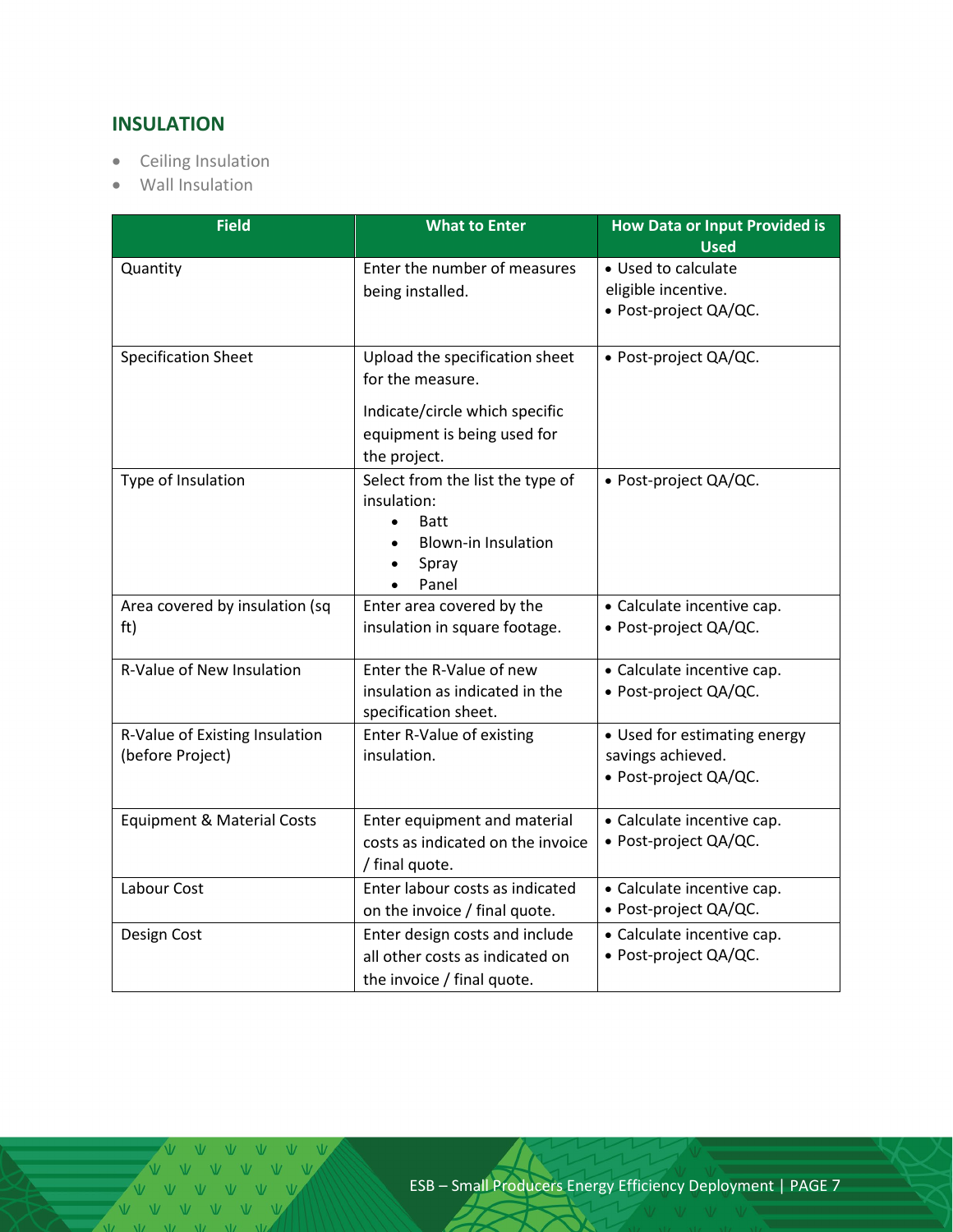## INSULATION

- Ceiling Insulation
- Wall Insulation

| Field | What to Enter | How Data or Input Provided is Used |
|---|---|---|
| Quantity | Enter the number of measures being installed. | • Used to calculate eligible incentive.<br>• Post-project QA/QC. |
| Specification Sheet | Upload the specification sheet for the measure.<br><br>Indicate/circle which specific equipment is being used for the project. | • Post-project QA/QC. |
| Type of Insulation | Select from the list the type of insulation:<br>• Batt<br>• Blown-in Insulation<br>• Spray<br>• Panel | • Post-project QA/QC. |
| Area covered by insulation (sq ft) | Enter area covered by the insulation in square footage. | • Calculate incentive cap.<br>• Post-project QA/QC. |
| R-Value of New Insulation | Enter the R-Value of new insulation as indicated in the specification sheet. | • Calculate incentive cap.<br>• Post-project QA/QC. |
| R-Value of Existing Insulation (before Project) | Enter R-Value of existing insulation. | • Used for estimating energy savings achieved.<br>• Post-project QA/QC. |
| Equipment & Material Costs | Enter equipment and material costs as indicated on the invoice / final quote. | • Calculate incentive cap.<br>• Post-project QA/QC. |
| Labour Cost | Enter labour costs as indicated on the invoice / final quote. | • Calculate incentive cap.<br>• Post-project QA/QC. |
| Design Cost | Enter design costs and include all other costs as indicated on the invoice / final quote. | • Calculate incentive cap.<br>• Post-project QA/QC. |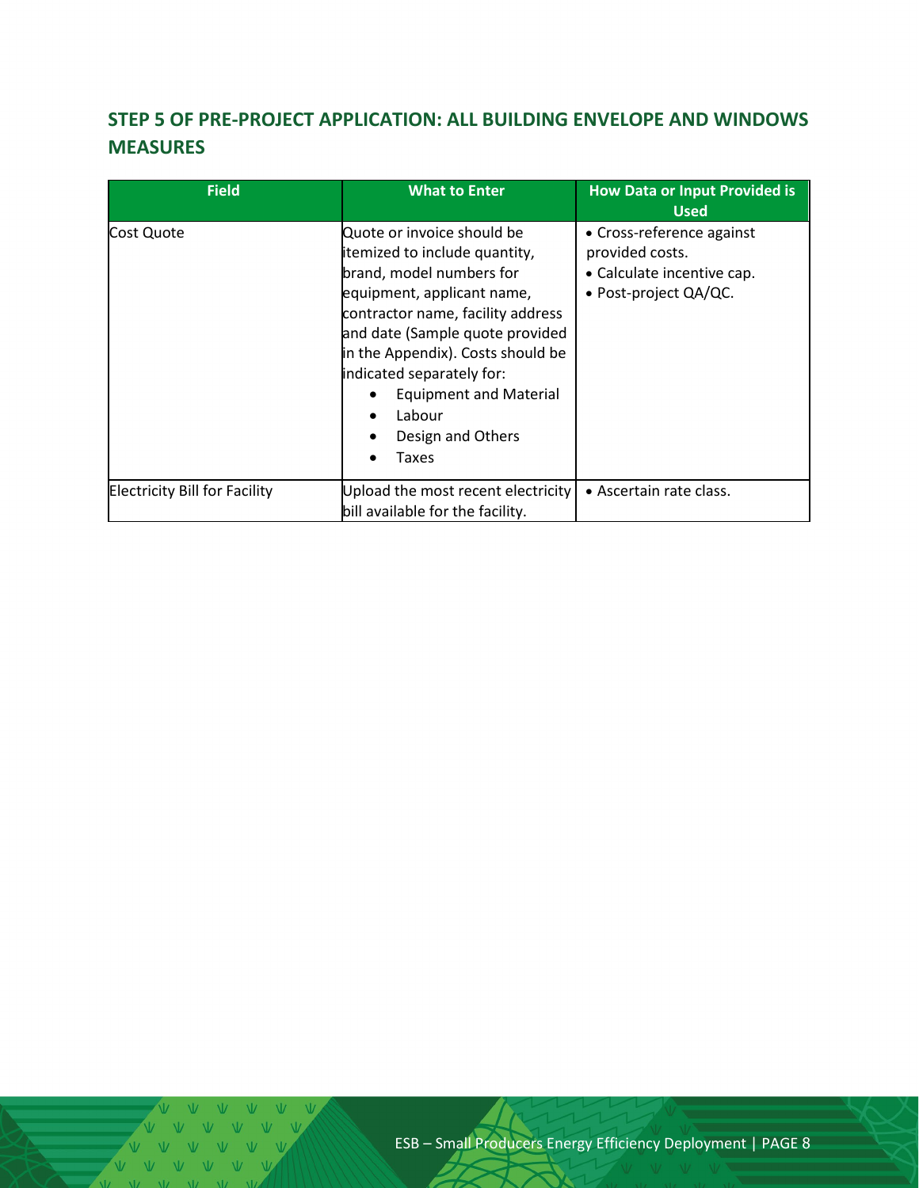## STEP 5 OF PRE-PROJECT APPLICATION: ALL BUILDING ENVELOPE AND WINDOWS MEASURES

| Field | What to Enter | How Data or Input Provided is Used |
|---|---|---|
| Cost Quote | Quote or invoice should be itemized to include quantity, brand, model numbers for equipment, applicant name, contractor name, facility address and date (Sample quote provided in the Appendix). Costs should be indicated separately for:<br>• Equipment and Material<br>• Labour<br>• Design and Others<br>• Taxes | • Cross-reference against provided costs.<br>• Calculate incentive cap.<br>• Post-project QA/QC. |
| Electricity Bill for Facility | Upload the most recent electricity bill available for the facility. | • Ascertain rate class. |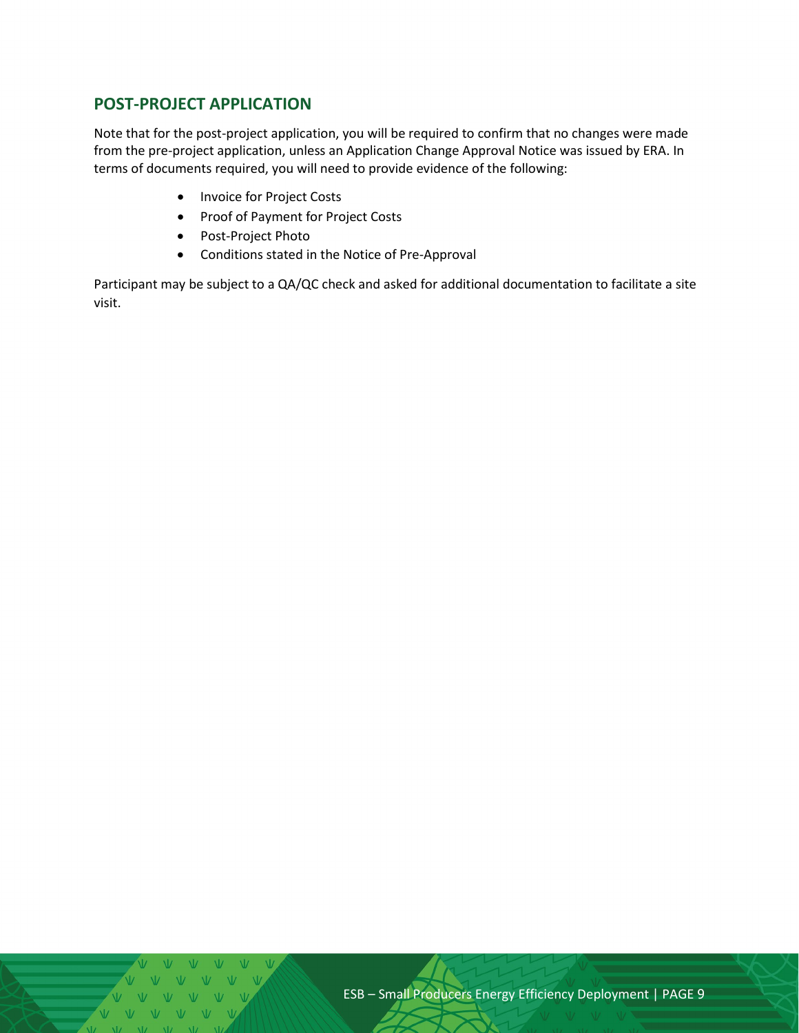## POST-PROJECT APPLICATION

Note that for the post-project application, you will be required to confirm that no changes were made from the pre-project application, unless an Application Change Approval Notice was issued by ERA. In terms of documents required, you will need to provide evidence of the following:

- Invoice for Project Costs
- Proof of Payment for Project Costs
- Post-Project Photo
- Conditions stated in the Notice of Pre-Approval

Participant may be subject to a QA/QC check and asked for additional documentation to facilitate a site visit.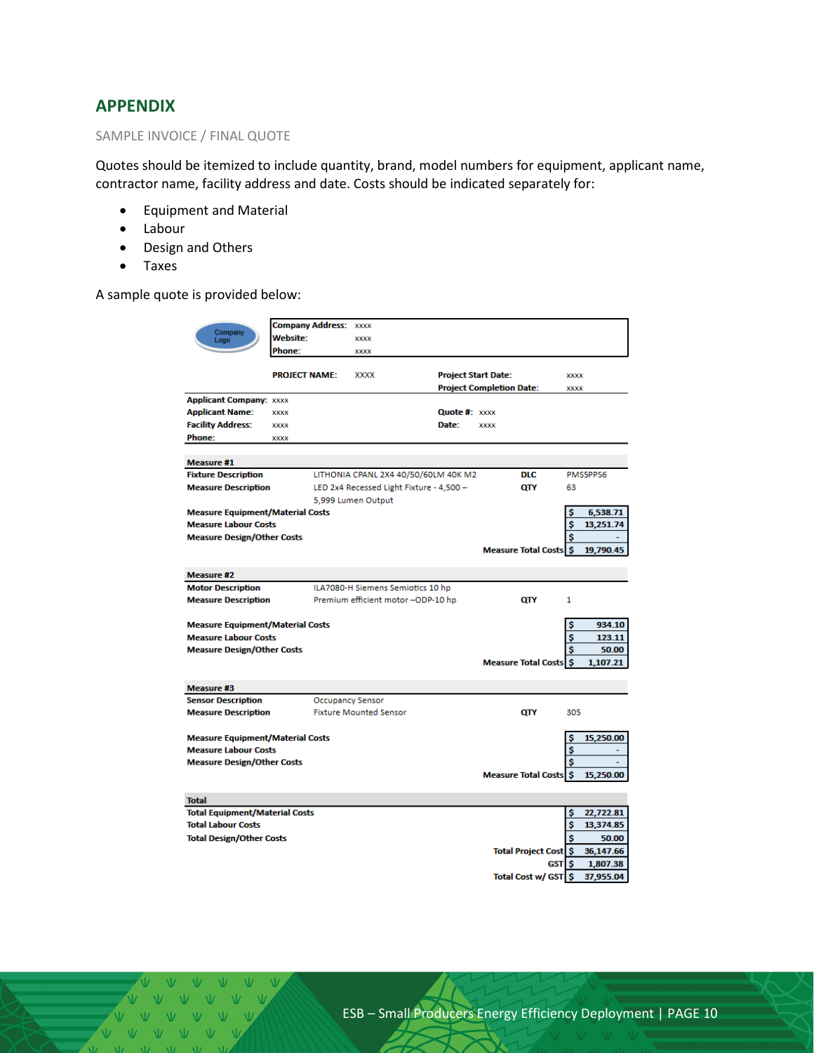## APPENDIX

SAMPLE INVOICE / FINAL QUOTE

Quotes should be itemized to include quantity, brand, model numbers for equipment, applicant name, contractor name, facility address and date. Costs should be indicated separately for:

- Equipment and Material
- Labour
- Design and Others
- Taxes

A sample quote is provided below:

Company Logo

**Company Address:** xxxx
**Website:** xxxx
**Phone:** xxxx

**PROJECT NAME:** XXXX
**Project Start Date:** xxxx
**Project Completion Date:** xxxx

**Applicant Company:** xxxx
**Applicant Name:** xxxx
**Facility Address:** xxxx
**Phone:** xxxx
**Quote #:** xxxx
**Date:** xxxx

**Measure #1**

| | | | |
|---|---|---|---|
| **Fixture Description** | LITHONIA CPANL 2X4 40/50/60LM 40K M2 | **DLC** | PMS5PPS6 |
| **Measure Description** | LED 2x4 Recessed Light Fixture - 4,500 – 5,999 Lumen Output | **QTY** | 63 |
| **Measure Equipment/Material Costs** | | | $ 6,538.71 |
| **Measure Labour Costs** | | | $ 13,251.74 |
| **Measure Design/Other Costs** | | | $ - |
| | | **Measure Total Costs** | $ 19,790.45 |

**Measure #2**

| | | | |
|---|---|---|---|
| **Motor Description** | ILA7080-H Siemens Semiotics 10 hp | | |
| **Measure Description** | Premium efficient motor –ODP-10 hp | **QTY** | 1 |
| **Measure Equipment/Material Costs** | | | $ 934.10 |
| **Measure Labour Costs** | | | $ 123.11 |
| **Measure Design/Other Costs** | | | $ 50.00 |
| | | **Measure Total Costs** | $ 1,107.21 |

**Measure #3**

| | | | |
|---|---|---|---|
| **Sensor Description** | Occupancy Sensor | | |
| **Measure Description** | Fixture Mounted Sensor | **QTY** | 305 |
| **Measure Equipment/Material Costs** | | | $ 15,250.00 |
| **Measure Labour Costs** | | | $ - |
| **Measure Design/Other Costs** | | | $ - |
| | | **Measure Total Costs** | $ 15,250.00 |

**Total**

| | | |
|---|---|---|
| **Total Equipment/Material Costs** | | $ 22,722.81 |
| **Total Labour Costs** | | $ 13,374.85 |
| **Total Design/Other Costs** | | $ 50.00 |
| | **Total Project Cost** | $ 36,147.66 |
| | **GST** | $ 1,807.38 |
| | **Total Cost w/ GST** | $ 37,955.04 |